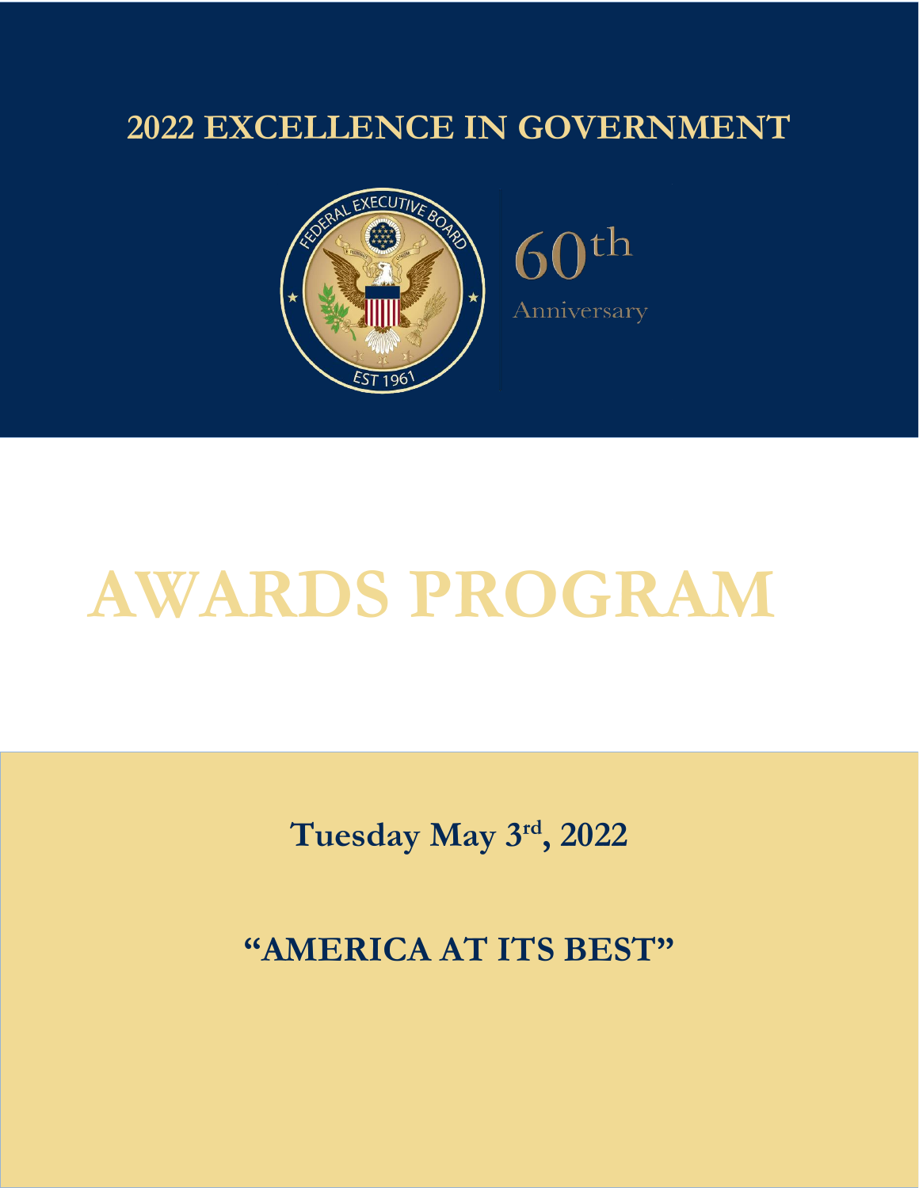# 2022 EXCELLENCE IN GOVERNMENT

FEDERAL EXECUTIVE BOARD

EST 1961

60th Anniversary

# AWARDS PROGRAM

## Tuesday May 3rd, 2022

## "AMERICA AT ITS BEST"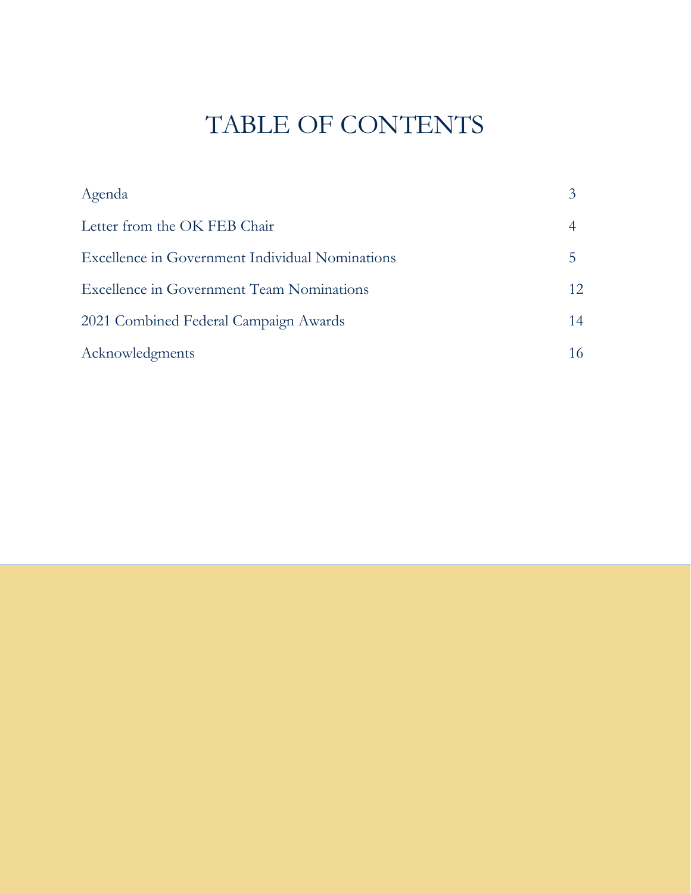# TABLE OF CONTENTS

| | |
|---|---|
| Agenda | 3 |
| Letter from the OK FEB Chair | 4 |
| Excellence in Government Individual Nominations | 5 |
| Excellence in Government Team Nominations | 12 |
| 2021 Combined Federal Campaign Awards | 14 |
| Acknowledgments | 16 |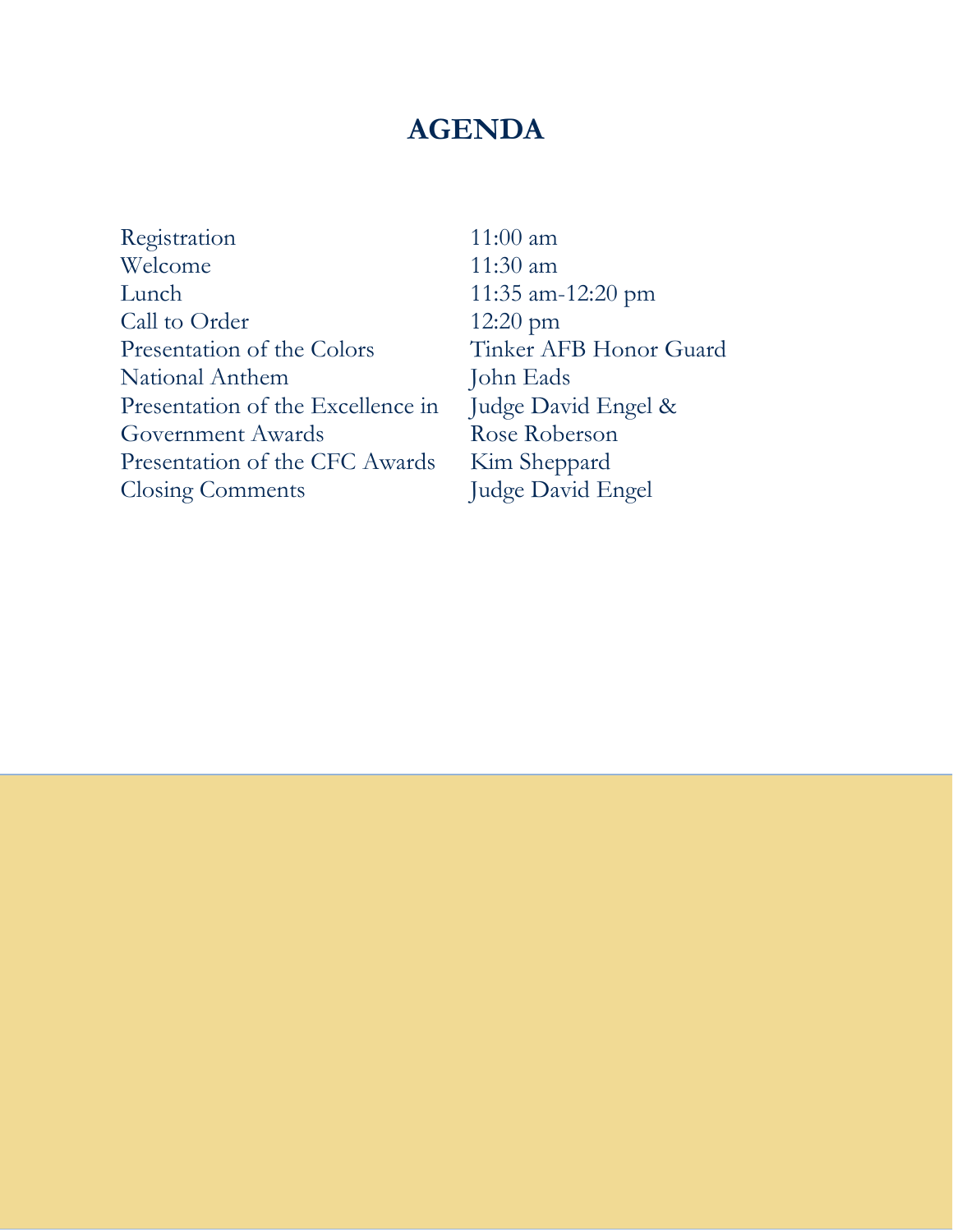# AGENDA

| | |
|---|---|
| Registration | 11:00 am |
| Welcome | 11:30 am |
| Lunch | 11:35 am-12:20 pm |
| Call to Order | 12:20 pm |
| Presentation of the Colors | Tinker AFB Honor Guard |
| National Anthem | John Eads |
| Presentation of the Excellence in Government Awards | Judge David Engel & Rose Roberson |
| Presentation of the CFC Awards | Kim Sheppard |
| Closing Comments | Judge David Engel |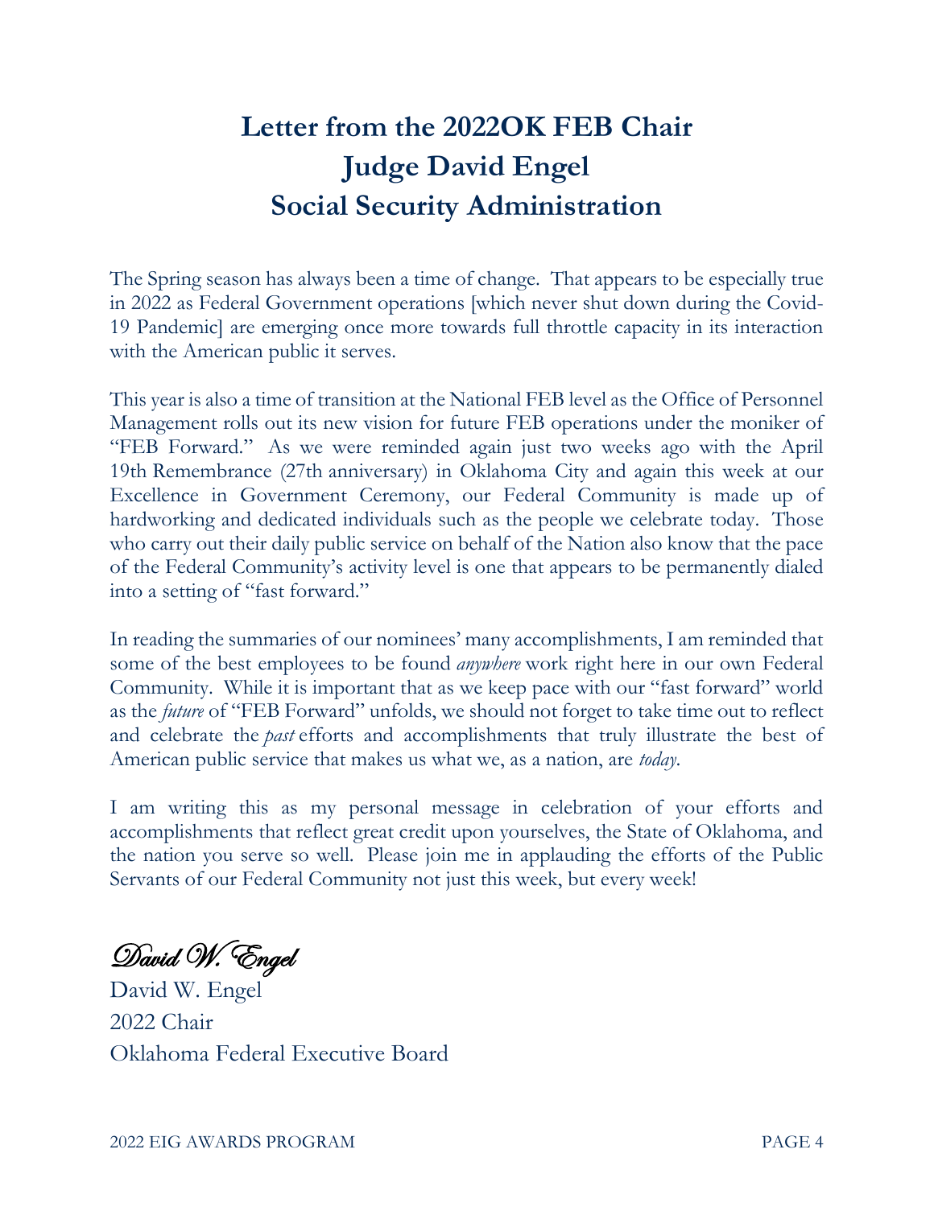# Letter from the 2022OK FEB Chair
# Judge David Engel
# Social Security Administration

The Spring season has always been a time of change. That appears to be especially true in 2022 as Federal Government operations [which never shut down during the Covid-19 Pandemic] are emerging once more towards full throttle capacity in its interaction with the American public it serves.

This year is also a time of transition at the National FEB level as the Office of Personnel Management rolls out its new vision for future FEB operations under the moniker of "FEB Forward." As we were reminded again just two weeks ago with the April 19th Remembrance (27th anniversary) in Oklahoma City and again this week at our Excellence in Government Ceremony, our Federal Community is made up of hardworking and dedicated individuals such as the people we celebrate today. Those who carry out their daily public service on behalf of the Nation also know that the pace of the Federal Community's activity level is one that appears to be permanently dialed into a setting of "fast forward."

In reading the summaries of our nominees' many accomplishments, I am reminded that some of the best employees to be found *anywhere* work right here in our own Federal Community. While it is important that as we keep pace with our "fast forward" world as the *future* of "FEB Forward" unfolds, we should not forget to take time out to reflect and celebrate the *past* efforts and accomplishments that truly illustrate the best of American public service that makes us what we, as a nation, are *today*.

I am writing this as my personal message in celebration of your efforts and accomplishments that reflect great credit upon yourselves, the State of Oklahoma, and the nation you serve so well. Please join me in applauding the efforts of the Public Servants of our Federal Community not just this week, but every week!

*David W. Engel*

David W. Engel
2022 Chair
Oklahoma Federal Executive Board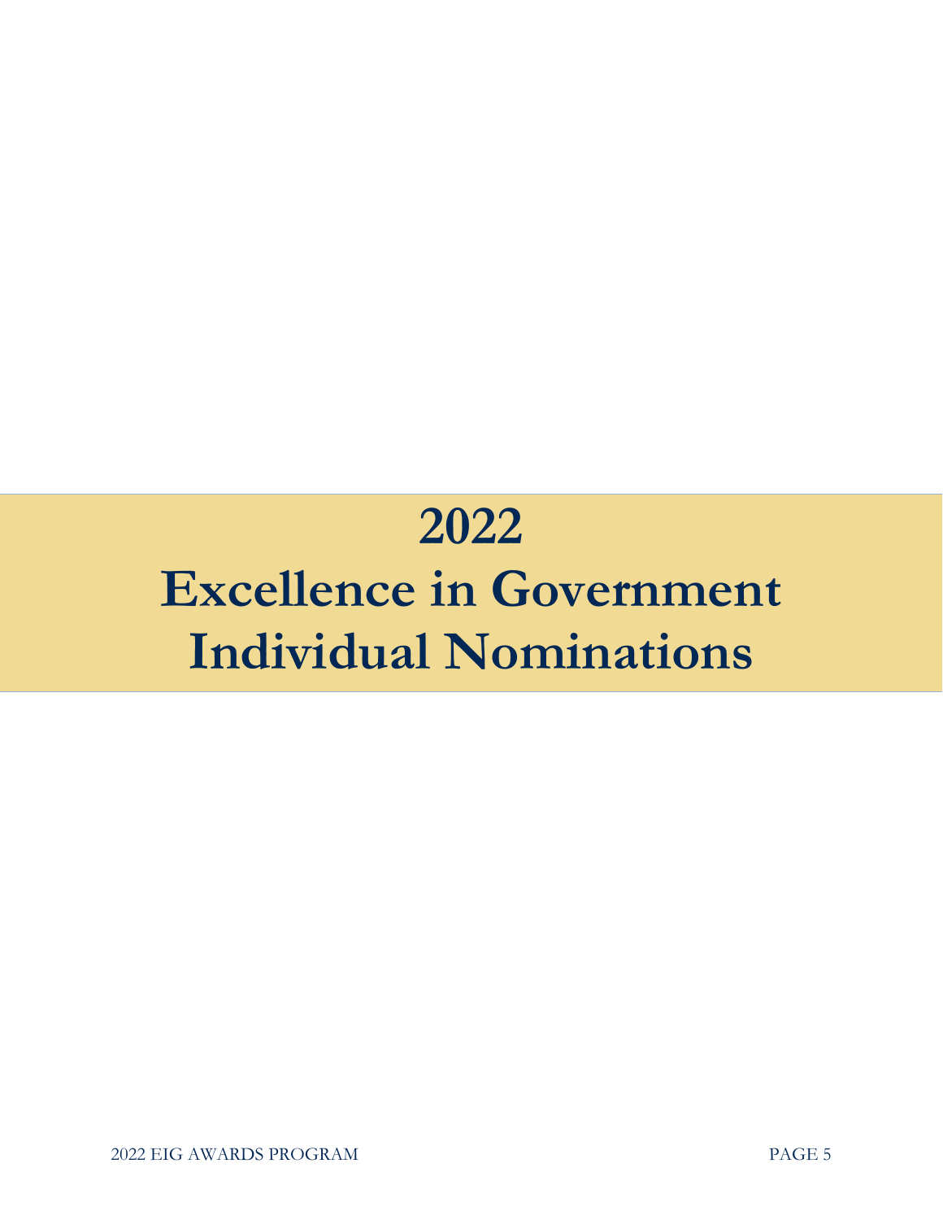# 2022
# Excellence in Government Individual Nominations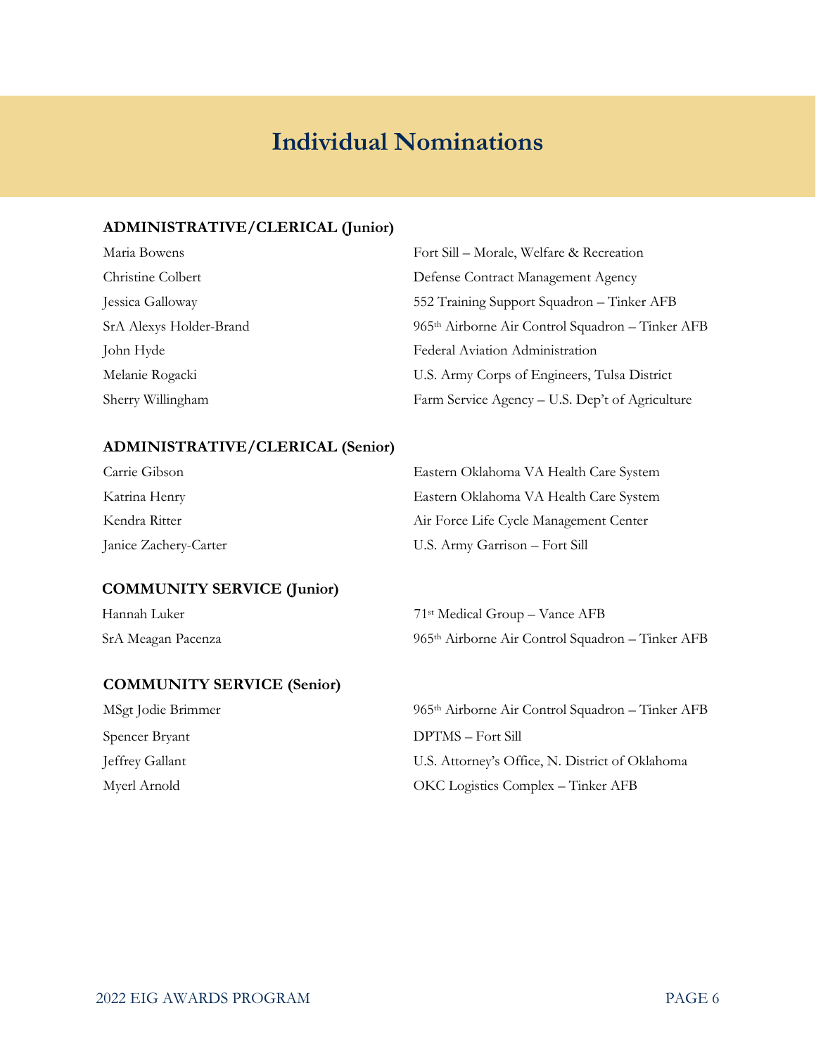# Individual Nominations

### ADMINISTRATIVE/CLERICAL (Junior)

| | |
|---|---|
| Maria Bowens | Fort Sill – Morale, Welfare & Recreation |
| Christine Colbert | Defense Contract Management Agency |
| Jessica Galloway | 552 Training Support Squadron – Tinker AFB |
| SrA Alexys Holder-Brand | 965th Airborne Air Control Squadron – Tinker AFB |
| John Hyde | Federal Aviation Administration |
| Melanie Rogacki | U.S. Army Corps of Engineers, Tulsa District |
| Sherry Willingham | Farm Service Agency – U.S. Dep't of Agriculture |

### ADMINISTRATIVE/CLERICAL (Senior)

| | |
|---|---|
| Carrie Gibson | Eastern Oklahoma VA Health Care System |
| Katrina Henry | Eastern Oklahoma VA Health Care System |
| Kendra Ritter | Air Force Life Cycle Management Center |
| Janice Zachery-Carter | U.S. Army Garrison – Fort Sill |

### COMMUNITY SERVICE (Junior)

| | |
|---|---|
| Hannah Luker | 71st Medical Group – Vance AFB |
| SrA Meagan Pacenza | 965th Airborne Air Control Squadron – Tinker AFB |

### COMMUNITY SERVICE (Senior)

| | |
|---|---|
| MSgt Jodie Brimmer | 965th Airborne Air Control Squadron – Tinker AFB |
| Spencer Bryant | DPTMS – Fort Sill |
| Jeffrey Gallant | U.S. Attorney's Office, N. District of Oklahoma |
| Myerl Arnold | OKC Logistics Complex – Tinker AFB |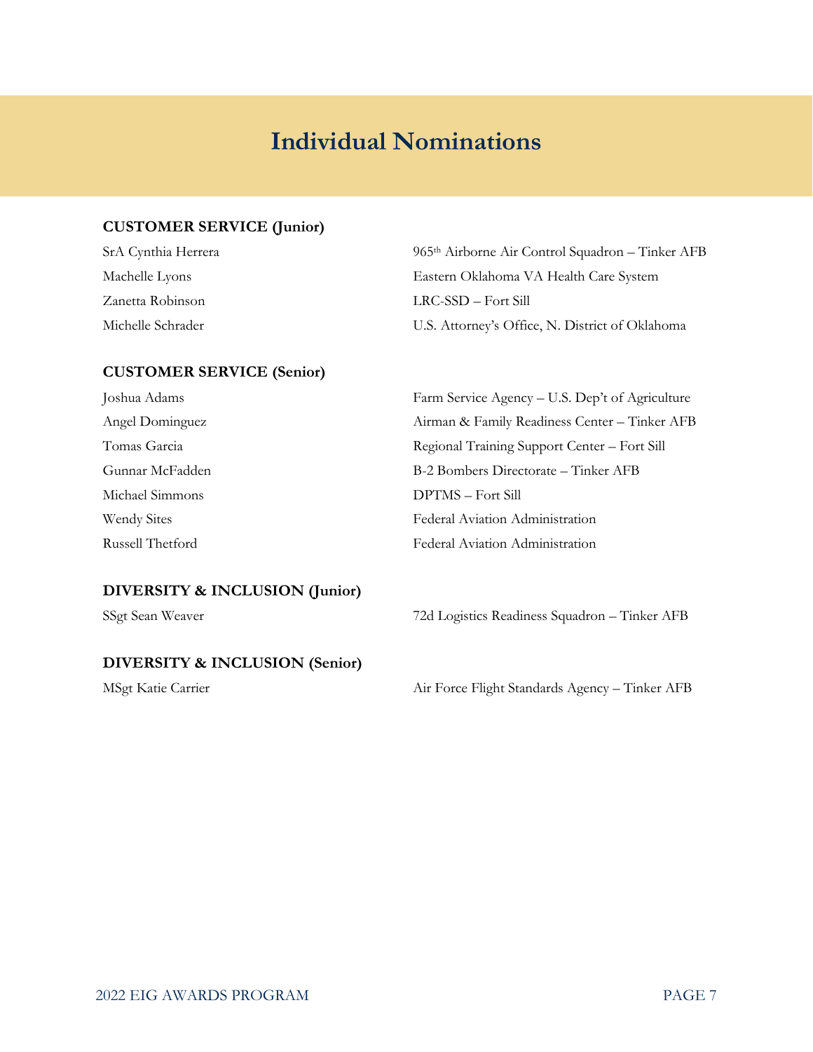# Individual Nominations

**CUSTOMER SERVICE (Junior)**

| | |
|---|---|
| SrA Cynthia Herrera | 965th Airborne Air Control Squadron – Tinker AFB |
| Machelle Lyons | Eastern Oklahoma VA Health Care System |
| Zanetta Robinson | LRC-SSD – Fort Sill |
| Michelle Schrader | U.S. Attorney's Office, N. District of Oklahoma |

**CUSTOMER SERVICE (Senior)**

| | |
|---|---|
| Joshua Adams | Farm Service Agency – U.S. Dep't of Agriculture |
| Angel Dominguez | Airman & Family Readiness Center – Tinker AFB |
| Tomas Garcia | Regional Training Support Center – Fort Sill |
| Gunnar McFadden | B-2 Bombers Directorate – Tinker AFB |
| Michael Simmons | DPTMS – Fort Sill |
| Wendy Sites | Federal Aviation Administration |
| Russell Thetford | Federal Aviation Administration |

**DIVERSITY & INCLUSION (Junior)**

| | |
|---|---|
| SSgt Sean Weaver | 72d Logistics Readiness Squadron – Tinker AFB |

**DIVERSITY & INCLUSION (Senior)**

| | |
|---|---|
| MSgt Katie Carrier | Air Force Flight Standards Agency – Tinker AFB |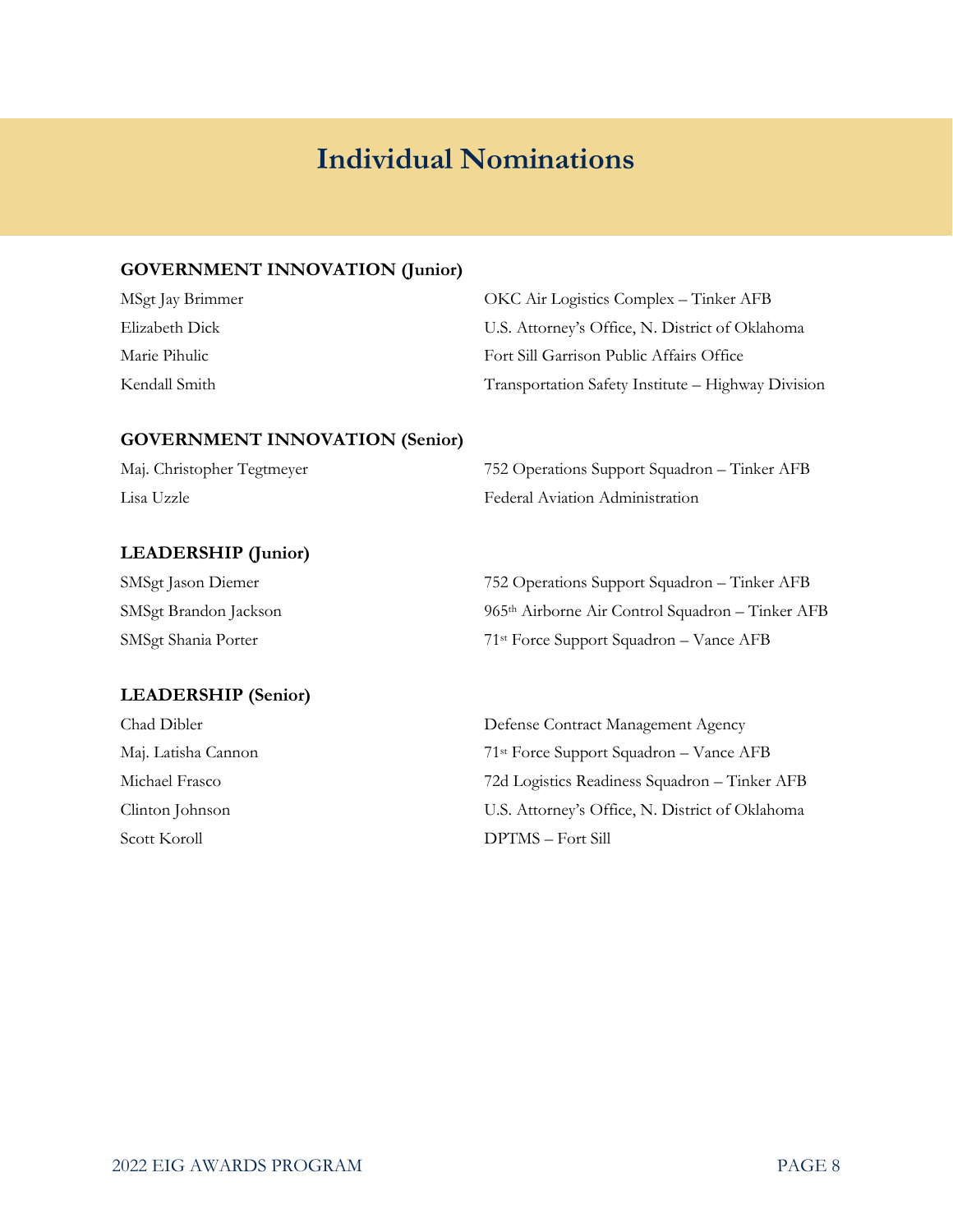# Individual Nominations

**GOVERNMENT INNOVATION (Junior)**

| | |
|---|---|
| MSgt Jay Brimmer | OKC Air Logistics Complex – Tinker AFB |
| Elizabeth Dick | U.S. Attorney's Office, N. District of Oklahoma |
| Marie Pihulic | Fort Sill Garrison Public Affairs Office |
| Kendall Smith | Transportation Safety Institute – Highway Division |

**GOVERNMENT INNOVATION (Senior)**

| | |
|---|---|
| Maj. Christopher Tegtmeyer | 752 Operations Support Squadron – Tinker AFB |
| Lisa Uzzle | Federal Aviation Administration |

**LEADERSHIP (Junior)**

| | |
|---|---|
| SMSgt Jason Diemer | 752 Operations Support Squadron – Tinker AFB |
| SMSgt Brandon Jackson | 965th Airborne Air Control Squadron – Tinker AFB |
| SMSgt Shania Porter | 71st Force Support Squadron – Vance AFB |

**LEADERSHIP (Senior)**

| | |
|---|---|
| Chad Dibler | Defense Contract Management Agency |
| Maj. Latisha Cannon | 71st Force Support Squadron – Vance AFB |
| Michael Frasco | 72d Logistics Readiness Squadron – Tinker AFB |
| Clinton Johnson | U.S. Attorney's Office, N. District of Oklahoma |
| Scott Koroll | DPTMS – Fort Sill |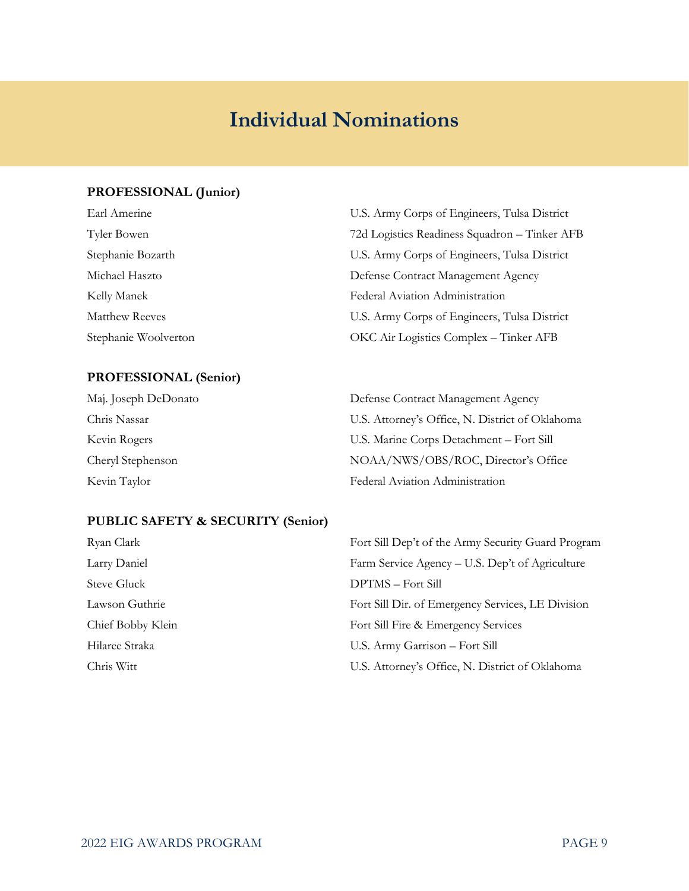# Individual Nominations

**PROFESSIONAL (Junior)**

| | |
|---|---|
| Earl Amerine | U.S. Army Corps of Engineers, Tulsa District |
| Tyler Bowen | 72d Logistics Readiness Squadron – Tinker AFB |
| Stephanie Bozarth | U.S. Army Corps of Engineers, Tulsa District |
| Michael Haszto | Defense Contract Management Agency |
| Kelly Manek | Federal Aviation Administration |
| Matthew Reeves | U.S. Army Corps of Engineers, Tulsa District |
| Stephanie Woolverton | OKC Air Logistics Complex – Tinker AFB |

**PROFESSIONAL (Senior)**

| | |
|---|---|
| Maj. Joseph DeDonato | Defense Contract Management Agency |
| Chris Nassar | U.S. Attorney's Office, N. District of Oklahoma |
| Kevin Rogers | U.S. Marine Corps Detachment – Fort Sill |
| Cheryl Stephenson | NOAA/NWS/OBS/ROC, Director's Office |
| Kevin Taylor | Federal Aviation Administration |

**PUBLIC SAFETY & SECURITY (Senior)**

| | |
|---|---|
| Ryan Clark | Fort Sill Dep't of the Army Security Guard Program |
| Larry Daniel | Farm Service Agency – U.S. Dep't of Agriculture |
| Steve Gluck | DPTMS – Fort Sill |
| Lawson Guthrie | Fort Sill Dir. of Emergency Services, LE Division |
| Chief Bobby Klein | Fort Sill Fire & Emergency Services |
| Hilaree Straka | U.S. Army Garrison – Fort Sill |
| Chris Witt | U.S. Attorney's Office, N. District of Oklahoma |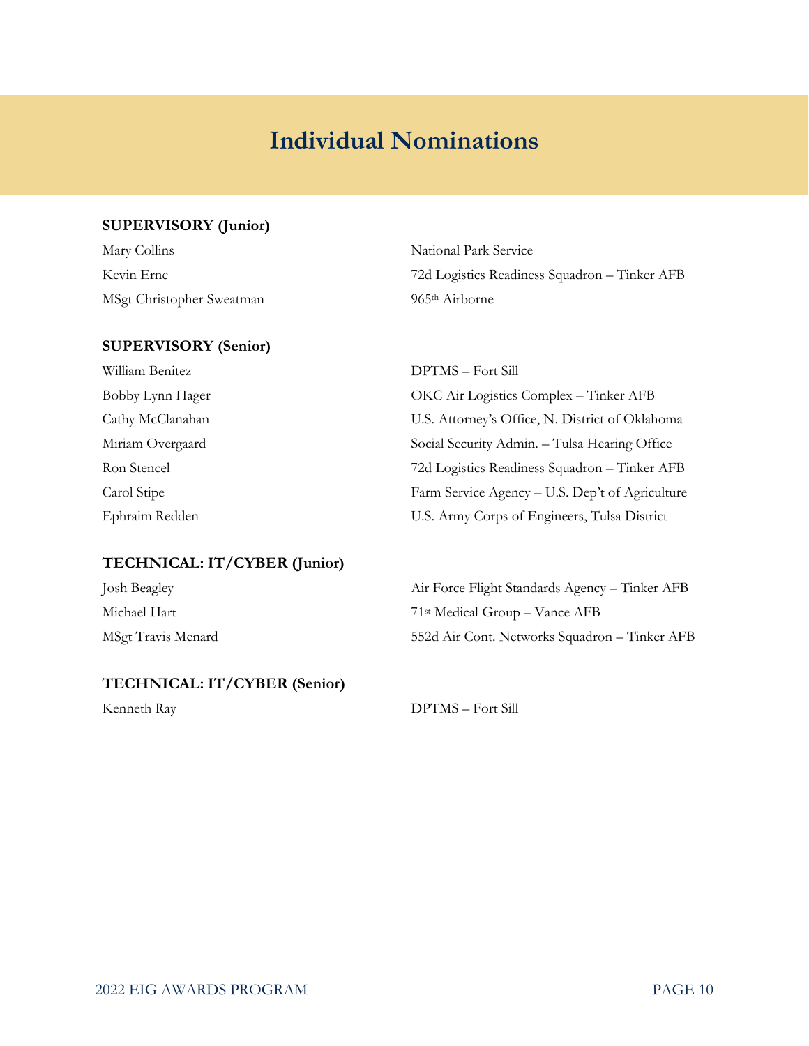# Individual Nominations

**SUPERVISORY (Junior)**

| | |
|---|---|
| Mary Collins | National Park Service |
| Kevin Erne | 72d Logistics Readiness Squadron – Tinker AFB |
| MSgt Christopher Sweatman | 965th Airborne |

**SUPERVISORY (Senior)**

| | |
|---|---|
| William Benitez | DPTMS – Fort Sill |
| Bobby Lynn Hager | OKC Air Logistics Complex – Tinker AFB |
| Cathy McClanahan | U.S. Attorney's Office, N. District of Oklahoma |
| Miriam Overgaard | Social Security Admin. – Tulsa Hearing Office |
| Ron Stencel | 72d Logistics Readiness Squadron – Tinker AFB |
| Carol Stipe | Farm Service Agency – U.S. Dep't of Agriculture |
| Ephraim Redden | U.S. Army Corps of Engineers, Tulsa District |

**TECHNICAL: IT/CYBER (Junior)**

| | |
|---|---|
| Josh Beagley | Air Force Flight Standards Agency – Tinker AFB |
| Michael Hart | 71st Medical Group – Vance AFB |
| MSgt Travis Menard | 552d Air Cont. Networks Squadron – Tinker AFB |

**TECHNICAL: IT/CYBER (Senior)**

| | |
|---|---|
| Kenneth Ray | DPTMS – Fort Sill |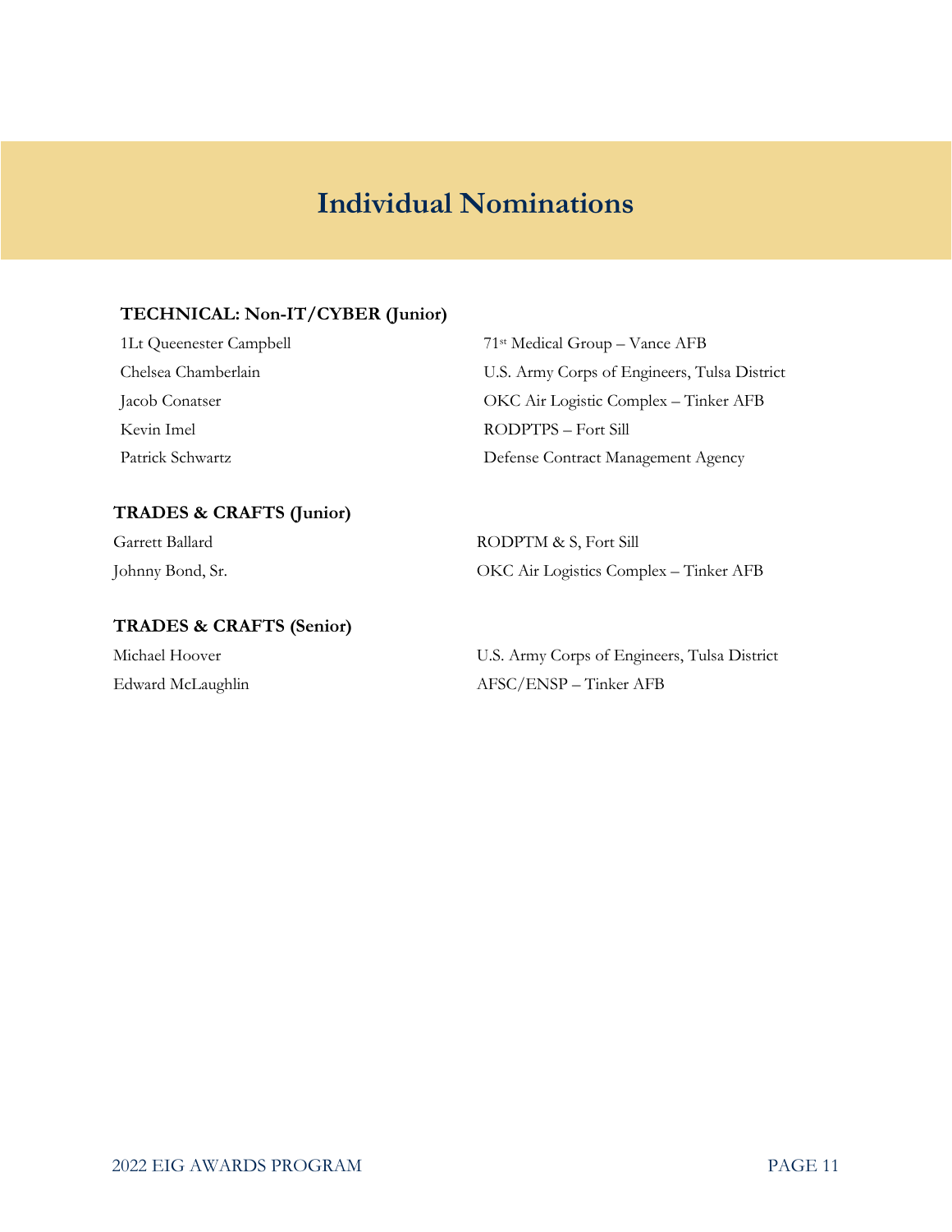# Individual Nominations

### TECHNICAL: Non-IT/CYBER (Junior)

| | |
|---|---|
| 1Lt Queenester Campbell | $71^{st}$ Medical Group – Vance AFB |
| Chelsea Chamberlain | U.S. Army Corps of Engineers, Tulsa District |
| Jacob Conatser | OKC Air Logistic Complex – Tinker AFB |
| Kevin Imel | RODPTPS – Fort Sill |
| Patrick Schwartz | Defense Contract Management Agency |

### TRADES & CRAFTS (Junior)

| | |
|---|---|
| Garrett Ballard | RODPTM & S, Fort Sill |
| Johnny Bond, Sr. | OKC Air Logistics Complex – Tinker AFB |

### TRADES & CRAFTS (Senior)

| | |
|---|---|
| Michael Hoover | U.S. Army Corps of Engineers, Tulsa District |
| Edward McLaughlin | AFSC/ENSP – Tinker AFB |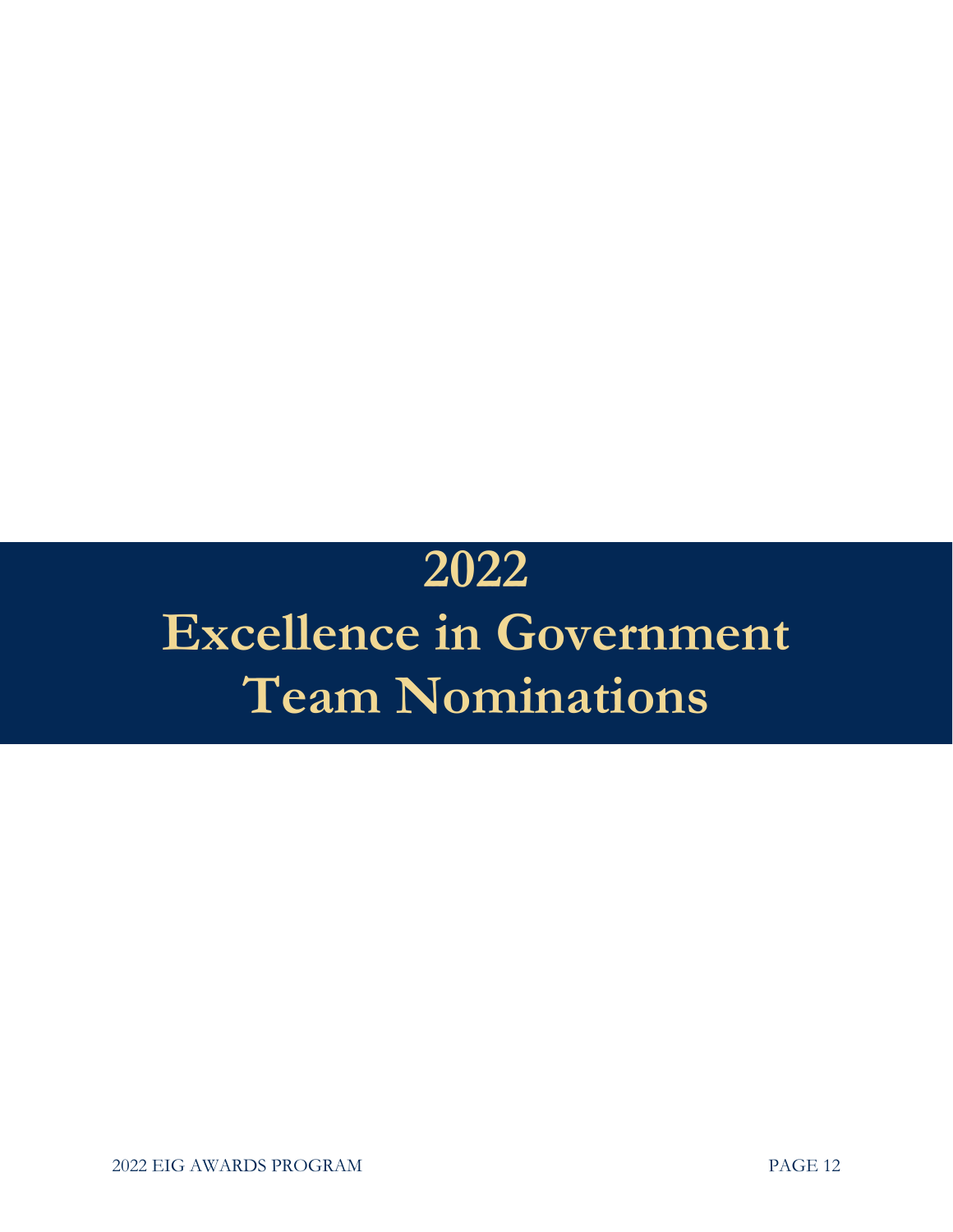# 2022
# Excellence in Government Team Nominations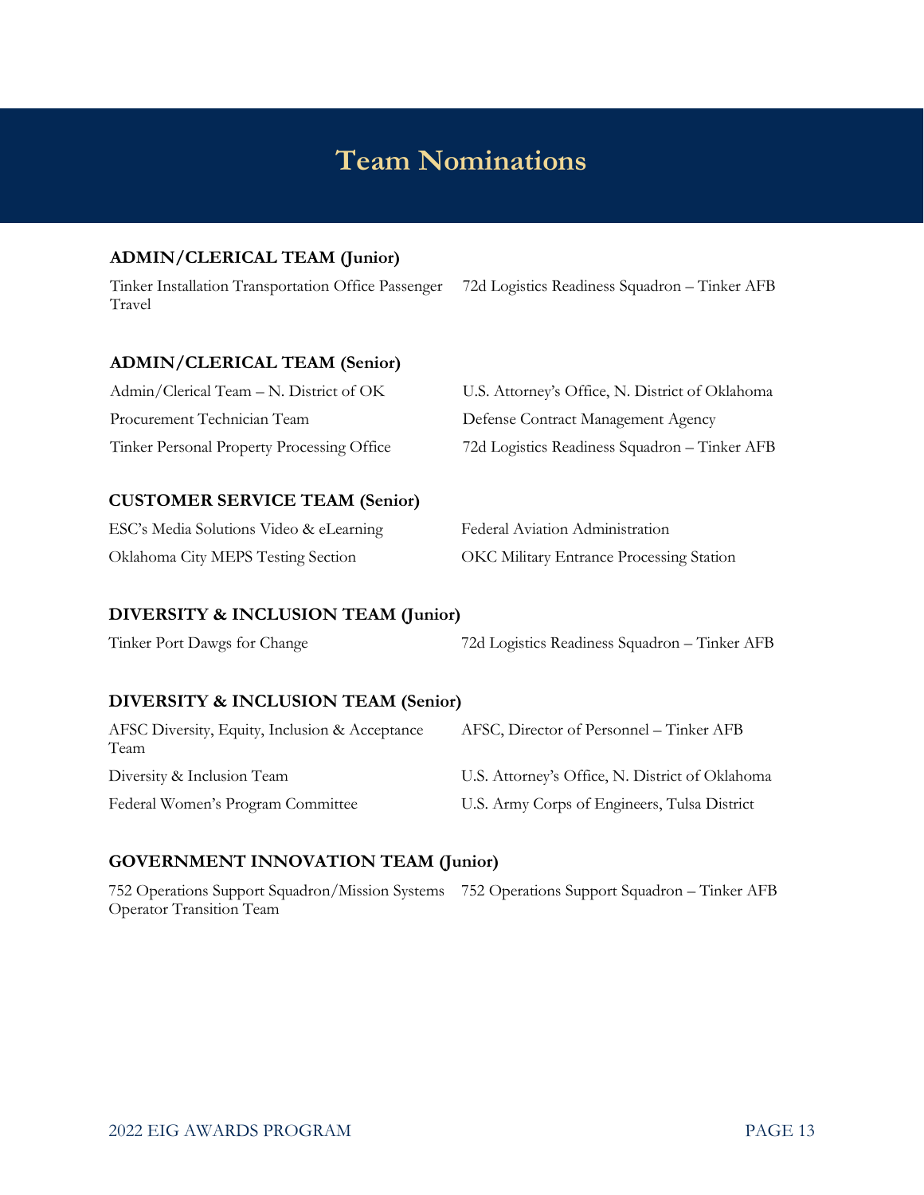# Team Nominations

### ADMIN/CLERICAL TEAM (Junior)

| | |
|---|---|
| Tinker Installation Transportation Office Passenger Travel | 72d Logistics Readiness Squadron – Tinker AFB |

### ADMIN/CLERICAL TEAM (Senior)

| | |
|---|---|
| Admin/Clerical Team – N. District of OK | U.S. Attorney's Office, N. District of Oklahoma |
| Procurement Technician Team | Defense Contract Management Agency |
| Tinker Personal Property Processing Office | 72d Logistics Readiness Squadron – Tinker AFB |

### CUSTOMER SERVICE TEAM (Senior)

| | |
|---|---|
| ESC's Media Solutions Video & eLearning | Federal Aviation Administration |
| Oklahoma City MEPS Testing Section | OKC Military Entrance Processing Station |

### DIVERSITY & INCLUSION TEAM (Junior)

| | |
|---|---|
| Tinker Port Dawgs for Change | 72d Logistics Readiness Squadron – Tinker AFB |

### DIVERSITY & INCLUSION TEAM (Senior)

| | |
|---|---|
| AFSC Diversity, Equity, Inclusion & Acceptance Team | AFSC, Director of Personnel – Tinker AFB |
| Diversity & Inclusion Team | U.S. Attorney's Office, N. District of Oklahoma |
| Federal Women's Program Committee | U.S. Army Corps of Engineers, Tulsa District |

### GOVERNMENT INNOVATION TEAM (Junior)

| | |
|---|---|
| 752 Operations Support Squadron/Mission Systems Operator Transition Team | 752 Operations Support Squadron – Tinker AFB |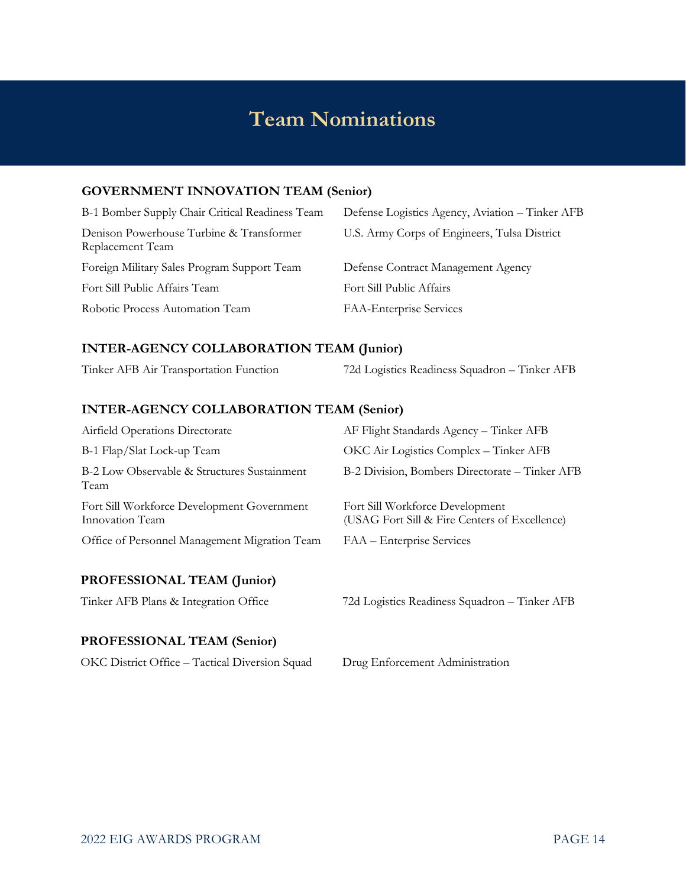# Team Nominations

## GOVERNMENT INNOVATION TEAM (Senior)

| | |
|---|---|
| B-1 Bomber Supply Chair Critical Readiness Team | Defense Logistics Agency, Aviation – Tinker AFB |
| Denison Powerhouse Turbine & Transformer Replacement Team | U.S. Army Corps of Engineers, Tulsa District |
| Foreign Military Sales Program Support Team | Defense Contract Management Agency |
| Fort Sill Public Affairs Team | Fort Sill Public Affairs |
| Robotic Process Automation Team | FAA-Enterprise Services |

## INTER-AGENCY COLLABORATION TEAM (Junior)

| | |
|---|---|
| Tinker AFB Air Transportation Function | 72d Logistics Readiness Squadron – Tinker AFB |

## INTER-AGENCY COLLABORATION TEAM (Senior)

| | |
|---|---|
| Airfield Operations Directorate | AF Flight Standards Agency – Tinker AFB |
| B-1 Flap/Slat Lock-up Team | OKC Air Logistics Complex – Tinker AFB |
| B-2 Low Observable & Structures Sustainment Team | B-2 Division, Bombers Directorate – Tinker AFB |
| Fort Sill Workforce Development Government Innovation Team | Fort Sill Workforce Development (USAG Fort Sill & Fire Centers of Excellence) |
| Office of Personnel Management Migration Team | FAA – Enterprise Services |

## PROFESSIONAL TEAM (Junior)

| | |
|---|---|
| Tinker AFB Plans & Integration Office | 72d Logistics Readiness Squadron – Tinker AFB |

## PROFESSIONAL TEAM (Senior)

| | |
|---|---|
| OKC District Office – Tactical Diversion Squad | Drug Enforcement Administration |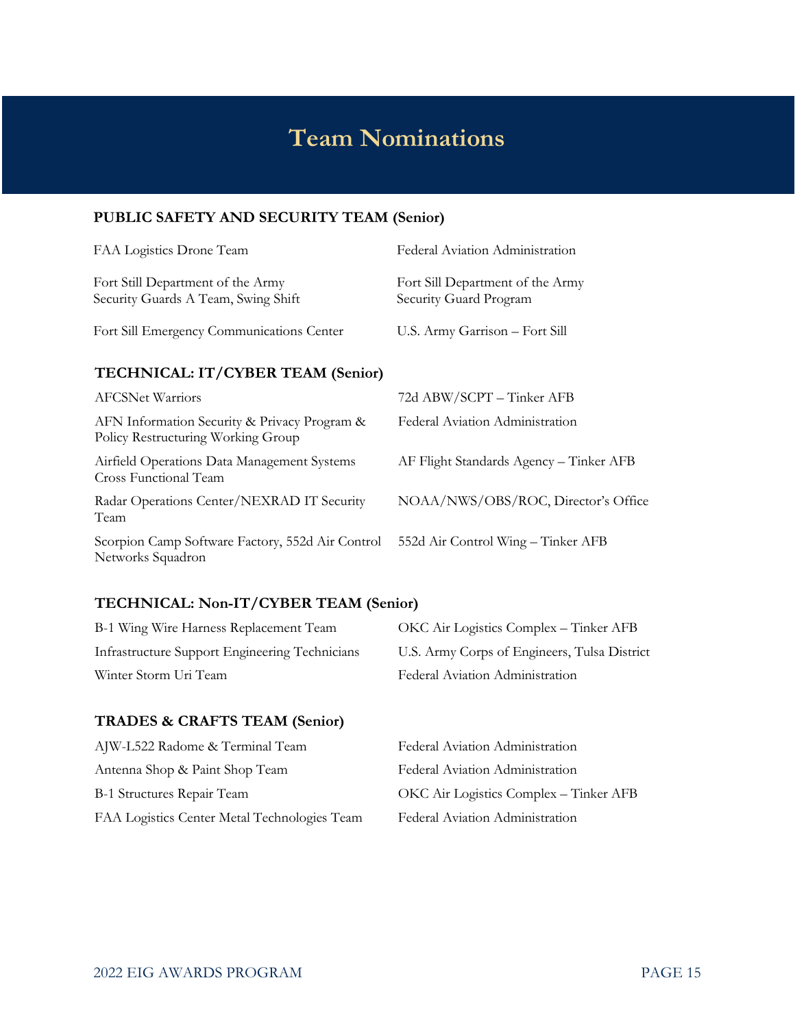# Team Nominations

### PUBLIC SAFETY AND SECURITY TEAM (Senior)

| | |
|---|---|
| FAA Logistics Drone Team | Federal Aviation Administration |
| Fort Still Department of the Army Security Guards A Team, Swing Shift | Fort Still Department of the Army Security Guard Program |
| Fort Sill Emergency Communications Center | U.S. Army Garrison – Fort Sill |

### TECHNICAL: IT/CYBER TEAM (Senior)

| | |
|---|---|
| AFCSNet Warriors | 72d ABW/SCPT – Tinker AFB |
| AFN Information Security & Privacy Program & Policy Restructuring Working Group | Federal Aviation Administration |
| Airfield Operations Data Management Systems Cross Functional Team | AF Flight Standards Agency – Tinker AFB |
| Radar Operations Center/NEXRAD IT Security Team | NOAA/NWS/OBS/ROC, Director's Office |
| Scorpion Camp Software Factory, 552d Air Control Networks Squadron | 552d Air Control Wing – Tinker AFB |

### TECHNICAL: Non-IT/CYBER TEAM (Senior)

| | |
|---|---|
| B-1 Wing Wire Harness Replacement Team | OKC Air Logistics Complex – Tinker AFB |
| Infrastructure Support Engineering Technicians | U.S. Army Corps of Engineers, Tulsa District |
| Winter Storm Uri Team | Federal Aviation Administration |

### TRADES & CRAFTS TEAM (Senior)

| | |
|---|---|
| AJW-L522 Radome & Terminal Team | Federal Aviation Administration |
| Antenna Shop & Paint Shop Team | Federal Aviation Administration |
| B-1 Structures Repair Team | OKC Air Logistics Complex – Tinker AFB |
| FAA Logistics Center Metal Technologies Team | Federal Aviation Administration |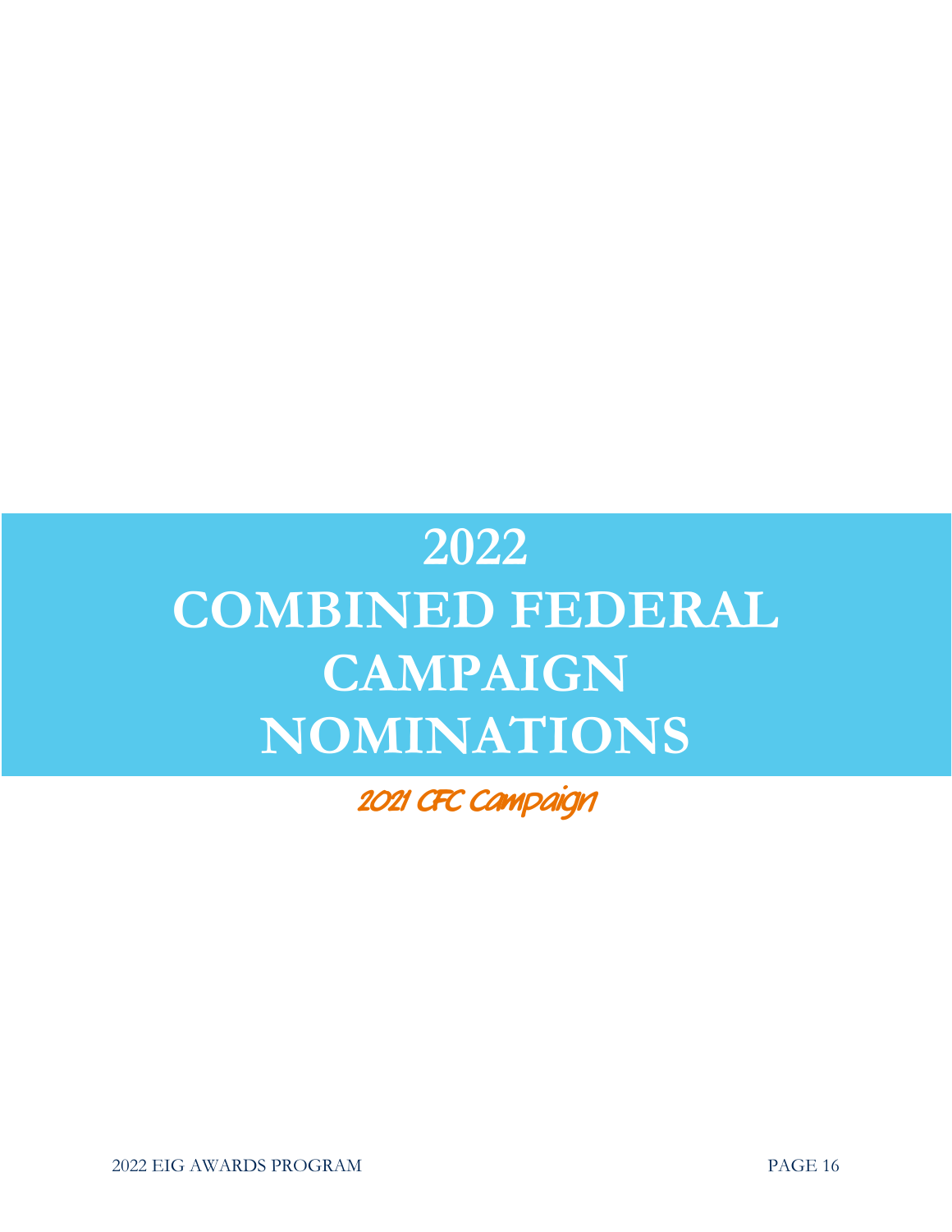# 2022 COMBINED FEDERAL CAMPAIGN NOMINATIONS

*2021 CFC Campaign*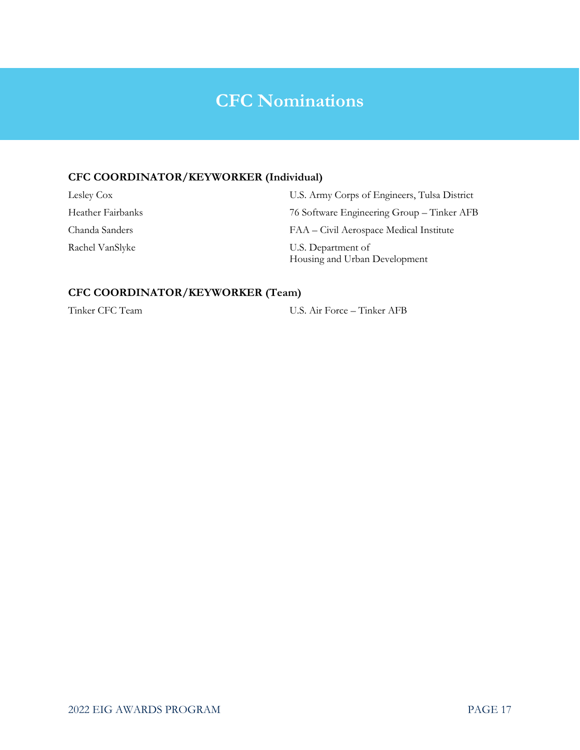# CFC Nominations

### CFC COORDINATOR/KEYWORKER (Individual)

| | |
|---|---|
| Lesley Cox | U.S. Army Corps of Engineers, Tulsa District |
| Heather Fairbanks | 76 Software Engineering Group – Tinker AFB |
| Chanda Sanders | FAA – Civil Aerospace Medical Institute |
| Rachel VanSlyke | U.S. Department of Housing and Urban Development |

### CFC COORDINATOR/KEYWORKER (Team)

| | |
|---|---|
| Tinker CFC Team | U.S. Air Force – Tinker AFB |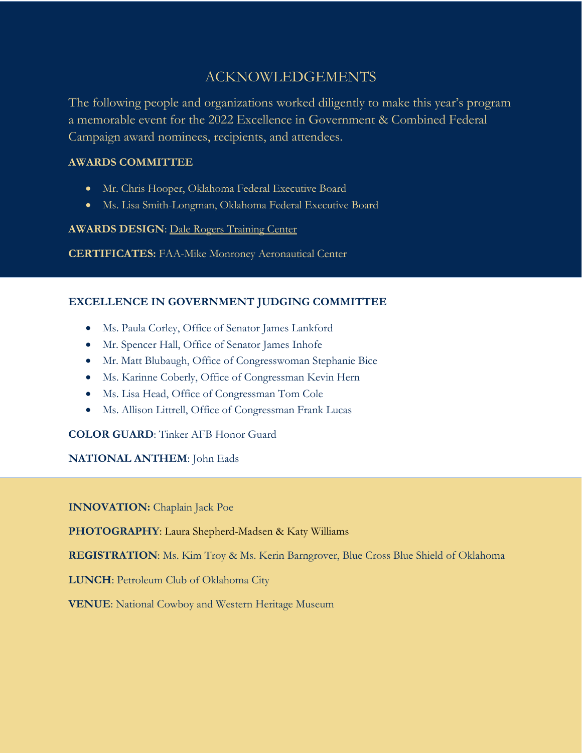# ACKNOWLEDGEMENTS

The following people and organizations worked diligently to make this year's program a memorable event for the 2022 Excellence in Government & Combined Federal Campaign award nominees, recipients, and attendees.

**AWARDS COMMITTEE**

- Mr. Chris Hooper, Oklahoma Federal Executive Board
- Ms. Lisa Smith-Longman, Oklahoma Federal Executive Board

**AWARDS DESIGN**: Dale Rogers Training Center

**CERTIFICATES:** FAA-Mike Monroney Aeronautical Center

**EXCELLENCE IN GOVERNMENT JUDGING COMMITTEE**

- Ms. Paula Corley, Office of Senator James Lankford
- Mr. Spencer Hall, Office of Senator James Inhofe
- Mr. Matt Blubaugh, Office of Congresswoman Stephanie Bice
- Ms. Karinne Coberly, Office of Congressman Kevin Hern
- Ms. Lisa Head, Office of Congressman Tom Cole
- Ms. Allison Littrell, Office of Congressman Frank Lucas

**COLOR GUARD**: Tinker AFB Honor Guard

**NATIONAL ANTHEM**: John Eads

**INNOVATION:** Chaplain Jack Poe

**PHOTOGRAPHY**: Laura Shepherd-Madsen & Katy Williams

**REGISTRATION**: Ms. Kim Troy & Ms. Kerin Barngrover, Blue Cross Blue Shield of Oklahoma

**LUNCH**: Petroleum Club of Oklahoma City

**VENUE**: National Cowboy and Western Heritage Museum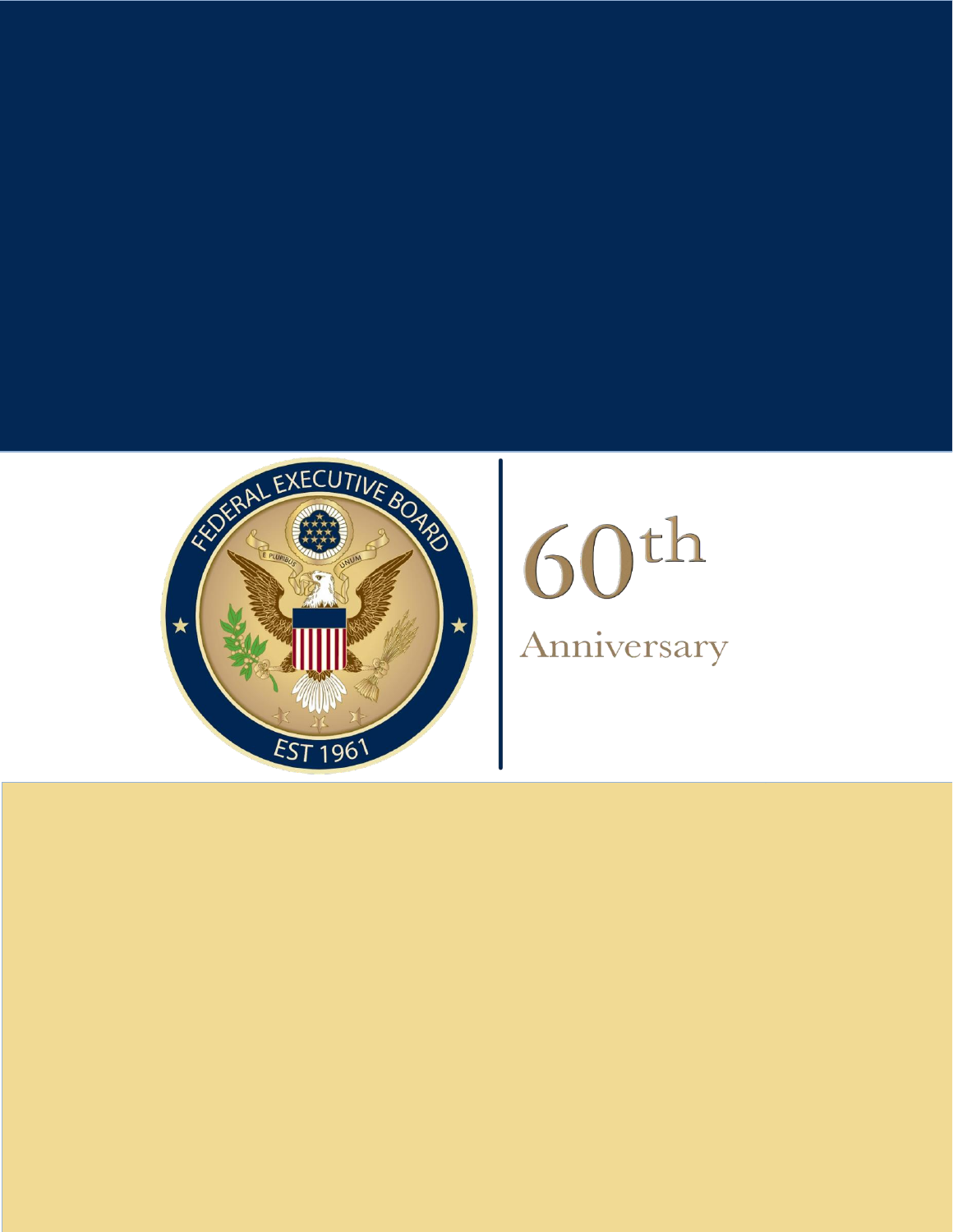60th

Anniversary